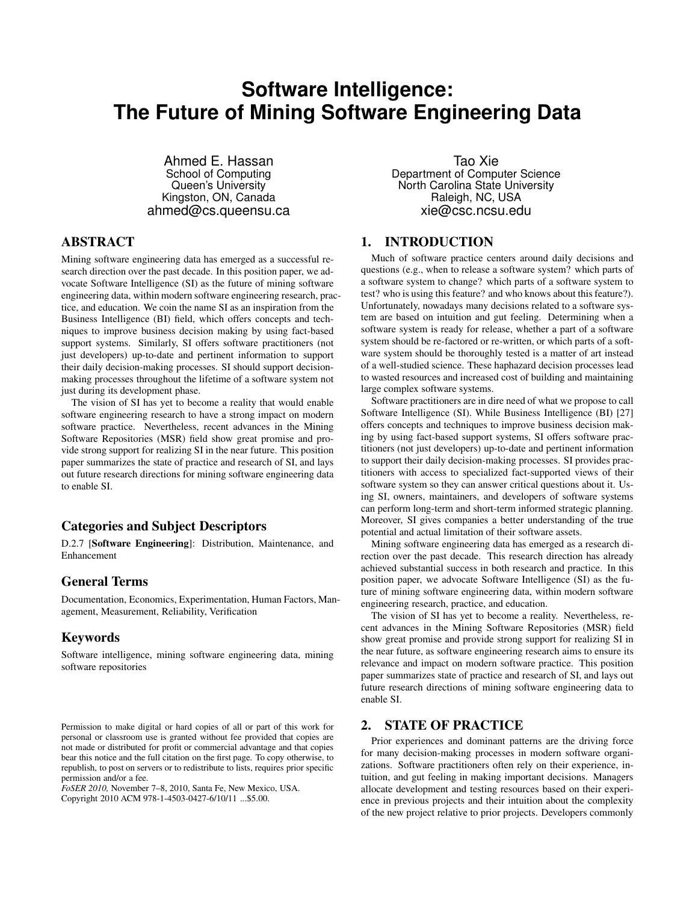# Software Intelligence: The Future of Mining Software Engineering Data

Ahmed E. Hassan
School of Computing
Queen's University
Kingston, ON, Canada
ahmed@cs.queensu.ca

Tao Xie
Department of Computer Science
North Carolina State University
Raleigh, NC, USA
xie@csc.ncsu.edu

## ABSTRACT

Mining software engineering data has emerged as a successful research direction over the past decade. In this position paper, we advocate Software Intelligence (SI) as the future of mining software engineering data, within modern software engineering research, practice, and education. We coin the name SI as an inspiration from the Business Intelligence (BI) field, which offers concepts and techniques to improve business decision making by using fact-based support systems. Similarly, SI offers software practitioners (not just developers) up-to-date and pertinent information to support their daily decision-making processes. SI should support decision-making processes throughout the lifetime of a software system not just during its development phase.

The vision of SI has yet to become a reality that would enable software engineering research to have a strong impact on modern software practice. Nevertheless, recent advances in the Mining Software Repositories (MSR) field show great promise and provide strong support for realizing SI in the near future. This position paper summarizes the state of practice and research of SI, and lays out future research directions for mining software engineering data to enable SI.

### Categories and Subject Descriptors

D.2.7 [**Software Engineering**]: Distribution, Maintenance, and Enhancement

### General Terms

Documentation, Economics, Experimentation, Human Factors, Management, Measurement, Reliability, Verification

### Keywords

Software intelligence, mining software engineering data, mining software repositories

Permission to make digital or hard copies of all or part of this work for personal or classroom use is granted without fee provided that copies are not made or distributed for profit or commercial advantage and that copies bear this notice and the full citation on the first page. To copy otherwise, to republish, to post on servers or to redistribute to lists, requires prior specific permission and/or a fee.
*FoSER 2010,* November 7–8, 2010, Santa Fe, New Mexico, USA.
Copyright 2010 ACM 978-1-4503-0427-6/10/11 ...$5.00.

## 1. INTRODUCTION

Much of software practice centers around daily decisions and questions (e.g., when to release a software system? which parts of a software system to change? which parts of a software system to test? who is using this feature? and who knows about this feature?). Unfortunately, nowadays many decisions related to a software system are based on intuition and gut feeling. Determining when a software system is ready for release, whether a part of a software system should be re-factored or re-written, or which parts of a software system should be thoroughly tested is a matter of art instead of a well-studied science. These haphazard decision processes lead to wasted resources and increased cost of building and maintaining large complex software systems.

Software practitioners are in dire need of what we propose to call Software Intelligence (SI). While Business Intelligence (BI) [27] offers concepts and techniques to improve business decision making by using fact-based support systems, SI offers software practitioners (not just developers) up-to-date and pertinent information to support their daily decision-making processes. SI provides practitioners with access to specialized fact-supported views of their software system so they can answer critical questions about it. Using SI, owners, maintainers, and developers of software systems can perform long-term and short-term informed strategic planning. Moreover, SI gives companies a better understanding of the true potential and actual limitation of their software assets.

Mining software engineering data has emerged as a research direction over the past decade. This research direction has already achieved substantial success in both research and practice. In this position paper, we advocate Software Intelligence (SI) as the future of mining software engineering data, within modern software engineering research, practice, and education.

The vision of SI has yet to become a reality. Nevertheless, recent advances in the Mining Software Repositories (MSR) field show great promise and provide strong support for realizing SI in the near future, as software engineering research aims to ensure its relevance and impact on modern software practice. This position paper summarizes state of practice and research of SI, and lays out future research directions of mining software engineering data to enable SI.

## 2. STATE OF PRACTICE

Prior experiences and dominant patterns are the driving force for many decision-making processes in modern software organizations. Software practitioners often rely on their experience, intuition, and gut feeling in making important decisions. Managers allocate development and testing resources based on their experience in previous projects and their intuition about the complexity of the new project relative to prior projects. Developers commonly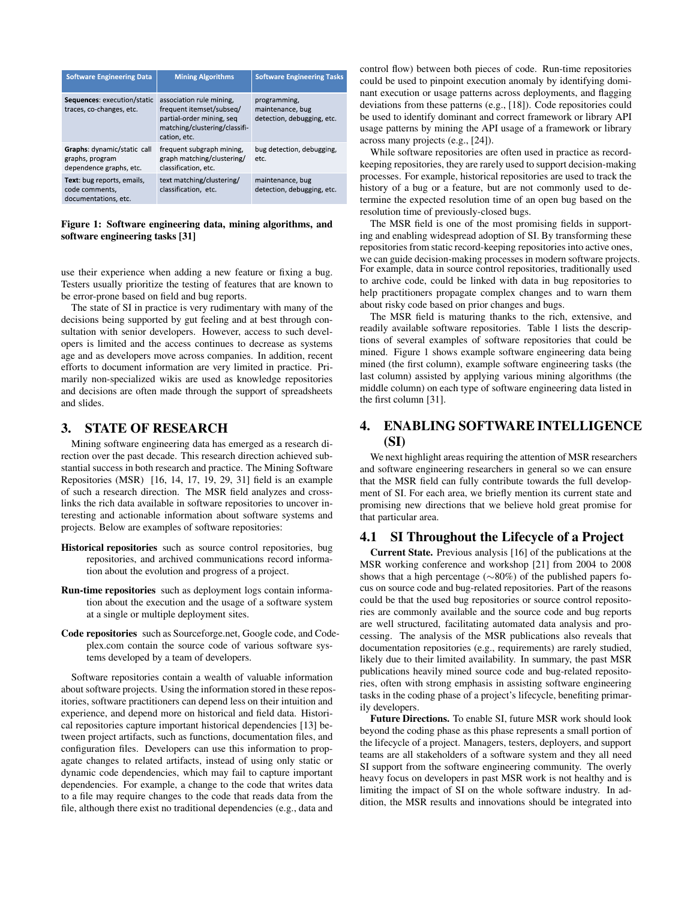| Software Engineering Data | Mining Algorithms | Software Engineering Tasks |
|---|---|---|
| **Sequences**: execution/static traces, co-changes, etc. | association rule mining, frequent itemset/subseq/ partial-order mining, seq matching/clustering/classification, etc. | programming, maintenance, bug detection, debugging, etc. |
| **Graphs**: dynamic/static call graphs, program dependence graphs, etc. | frequent subgraph mining, graph matching/clustering/ classification, etc. | bug detection, debugging, etc. |
| **Text**: bug reports, emails, code comments, documentations, etc. | text matching/clustering/ classification, etc. | maintenance, bug detection, debugging, etc. |

**Figure 1: Software engineering data, mining algorithms, and software engineering tasks [31]**

use their experience when adding a new feature or fixing a bug. Testers usually prioritize the testing of features that are known to be error-prone based on field and bug reports.

The state of SI in practice is very rudimentary with many of the decisions being supported by gut feeling and at best through consultation with senior developers. However, access to such developers is limited and the access continues to decrease as systems age and as developers move across companies. In addition, recent efforts to document information are very limited in practice. Primarily non-specialized wikis are used as knowledge repositories and decisions are often made through the support of spreadsheets and slides.

## 3. STATE OF RESEARCH

Mining software engineering data has emerged as a research direction over the past decade. This research direction achieved substantial success in both research and practice. The Mining Software Repositories (MSR) [16, 14, 17, 19, 29, 31] field is an example of such a research direction. The MSR field analyzes and cross-links the rich data available in software repositories to uncover interesting and actionable information about software systems and projects. Below are examples of software repositories:

- **Historical repositories** such as source control repositories, bug repositories, and archived communications record information about the evolution and progress of a project.
- **Run-time repositories** such as deployment logs contain information about the execution and the usage of a software system at a single or multiple deployment sites.
- **Code repositories** such as Sourceforge.net, Google code, and Codeplex.com contain the source code of various software systems developed by a team of developers.

Software repositories contain a wealth of valuable information about software projects. Using the information stored in these repositories, software practitioners can depend less on their intuition and experience, and depend more on historical and field data. Historical repositories capture important historical dependencies [13] between project artifacts, such as functions, documentation files, and configuration files. Developers can use this information to propagate changes to related artifacts, instead of using only static or dynamic code dependencies, which may fail to capture important dependencies. For example, a change to the code that writes data to a file may require changes to the code that reads data from the file, although there exist no traditional dependencies (e.g., data and control flow) between both pieces of code. Run-time repositories could be used to pinpoint execution anomaly by identifying dominant execution or usage patterns across deployments, and flagging deviations from these patterns (e.g., [18]). Code repositories could be used to identify dominant and correct framework or library API usage patterns by mining the API usage of a framework or library across many projects (e.g., [24]).

While software repositories are often used in practice as record-keeping repositories, they are rarely used to support decision-making processes. For example, historical repositories are used to track the history of a bug or a feature, but are not commonly used to determine the expected resolution time of an open bug based on the resolution time of previously-closed bugs.

The MSR field is one of the most promising fields in supporting and enabling widespread adoption of SI. By transforming these repositories from static record-keeping repositories into active ones, we can guide decision-making processes in modern software projects. For example, data in source control repositories, traditionally used to archive code, could be linked with data in bug repositories to help practitioners propagate complex changes and to warn them about risky code based on prior changes and bugs.

The MSR field is maturing thanks to the rich, extensive, and readily available software repositories. Table 1 lists the descriptions of several examples of software repositories that could be mined. Figure 1 shows example software engineering data being mined (the first column), example software engineering tasks (the last column) assisted by applying various mining algorithms (the middle column) on each type of software engineering data listed in the first column [31].

## 4. ENABLING SOFTWARE INTELLIGENCE (SI)

We next highlight areas requiring the attention of MSR researchers and software engineering researchers in general so we can ensure that the MSR field can fully contribute towards the full development of SI. For each area, we briefly mention its current state and promising new directions that we believe hold great promise for that particular area.

### 4.1 SI Throughout the Lifecycle of a Project

**Current State.** Previous analysis [16] of the publications at the MSR working conference and workshop [21] from 2004 to 2008 shows that a high percentage ($\sim$80%) of the published papers focus on source code and bug-related repositories. Part of the reasons could be that the used bug repositories or source control repositories are commonly available and the source code and bug reports are well structured, facilitating automated data analysis and processing. The analysis of the MSR publications also reveals that documentation repositories (e.g., requirements) are rarely studied, likely due to their limited availability. In summary, the past MSR publications heavily mined source code and bug-related repositories, often with strong emphasis in assisting software engineering tasks in the coding phase of a project's lifecycle, benefiting primarily developers.

**Future Directions.** To enable SI, future MSR work should look beyond the coding phase as this phase represents a small portion of the lifecycle of a project. Managers, testers, deployers, and support teams are all stakeholders of a software system and they all need SI support from the software engineering community. The overly heavy focus on developers in past MSR work is not healthy and is limiting the impact of SI on the whole software industry. In addition, the MSR results and innovations should be integrated into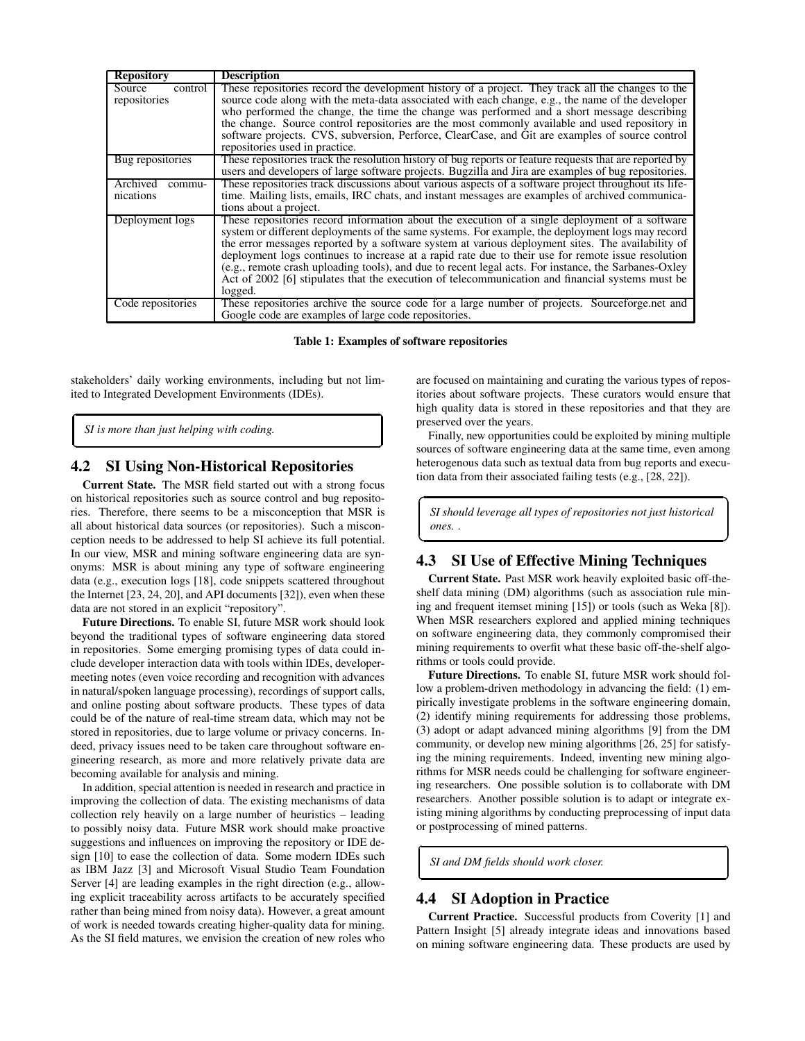| Repository | Description |
| --- | --- |
| Source control repositories | These repositories record the development history of a project. They track all the changes to the source code along with the meta-data associated with each change, e.g., the name of the developer who performed the change, the time the change was performed and a short message describing the change. Source control repositories are the most commonly available and used repository in software projects. CVS, subversion, Perforce, ClearCase, and Git are examples of source control repositories used in practice. |
| Bug repositories | These repositories track the resolution history of bug reports or feature requests that are reported by users and developers of large software projects. Bugzilla and Jira are examples of bug repositories. |
| Archived communications | These repositories track discussions about various aspects of a software project throughout its lifetime. Mailing lists, emails, IRC chats, and instant messages are examples of archived communications about a project. |
| Deployment logs | These repositories record information about the execution of a single deployment of a software system or different deployments of the same systems. For example, the deployment logs may record the error messages reported by a software system at various deployment sites. The availability of deployment logs continues to increase at a rapid rate due to their use for remote issue resolution (e.g., remote crash uploading tools), and due to recent legal acts. For instance, the Sarbanes-Oxley Act of 2002 [6] stipulates that the execution of telecommunication and financial systems must be logged. |
| Code repositories | These repositories archive the source code for a large number of projects. Sourceforge.net and Google code are examples of large code repositories. |

**Table 1: Examples of software repositories**

stakeholders' daily working environments, including but not limited to Integrated Development Environments (IDEs).

*SI is more than just helping with coding.*

## 4.2 SI Using Non-Historical Repositories

**Current State.** The MSR field started out with a strong focus on historical repositories such as source control and bug repositories. Therefore, there seems to be a misconception that MSR is all about historical data sources (or repositories). Such a misconception needs to be addressed to help SI achieve its full potential. In our view, MSR and mining software engineering data are synonyms: MSR is about mining any type of software engineering data (e.g., execution logs [18], code snippets scattered throughout the Internet [23, 24, 20], and API documents [32]), even when these data are not stored in an explicit "repository".

**Future Directions.** To enable SI, future MSR work should look beyond the traditional types of software engineering data stored in repositories. Some emerging promising types of data could include developer interaction data with tools within IDEs, developer-meeting notes (even voice recording and recognition with advances in natural/spoken language processing), recordings of support calls, and online posting about software products. These types of data could be of the nature of real-time stream data, which may not be stored in repositories, due to large volume or privacy concerns. Indeed, privacy issues need to be taken care throughout software engineering research, as more and more relatively private data are becoming available for analysis and mining.

In addition, special attention is needed in research and practice in improving the collection of data. The existing mechanisms of data collection rely heavily on a large number of heuristics – leading to possibly noisy data. Future MSR work should make proactive suggestions and influences on improving the repository or IDE design [10] to ease the collection of data. Some modern IDEs such as IBM Jazz [3] and Microsoft Visual Studio Team Foundation Server [4] are leading examples in the right direction (e.g., allowing explicit traceability across artifacts to be accurately specified rather than being mined from noisy data). However, a great amount of work is needed towards creating higher-quality data for mining. As the SI field matures, we envision the creation of new roles who are focused on maintaining and curating the various types of repositories about software projects. These curators would ensure that high quality data is stored in these repositories and that they are preserved over the years.

Finally, new opportunities could be exploited by mining multiple sources of software engineering data at the same time, even among heterogenous data such as textual data from bug reports and execution data from their associated failing tests (e.g., [28, 22]).

*SI should leverage all types of repositories not just historical ones. .*

## 4.3 SI Use of Effective Mining Techniques

**Current State.** Past MSR work heavily exploited basic off-the-shelf data mining (DM) algorithms (such as association rule mining and frequent itemset mining [15]) or tools (such as Weka [8]). When MSR researchers explored and applied mining techniques on software engineering data, they commonly compromised their mining requirements to overfit what these basic off-the-shelf algorithms or tools could provide.

**Future Directions.** To enable SI, future MSR work should follow a problem-driven methodology in advancing the field: (1) empirically investigate problems in the software engineering domain, (2) identify mining requirements for addressing those problems, (3) adopt or adapt advanced mining algorithms [9] from the DM community, or develop new mining algorithms [26, 25] for satisfying the mining requirements. Indeed, inventing new mining algorithms for MSR needs could be challenging for software engineering researchers. One possible solution is to collaborate with DM researchers. Another possible solution is to adapt or integrate existing mining algorithms by conducting preprocessing of input data or postprocessing of mined patterns.

*SI and DM fields should work closer.*

## 4.4 SI Adoption in Practice

**Current Practice.** Successful products from Coverity [1] and Pattern Insight [5] already integrate ideas and innovations based on mining software engineering data. These products are used by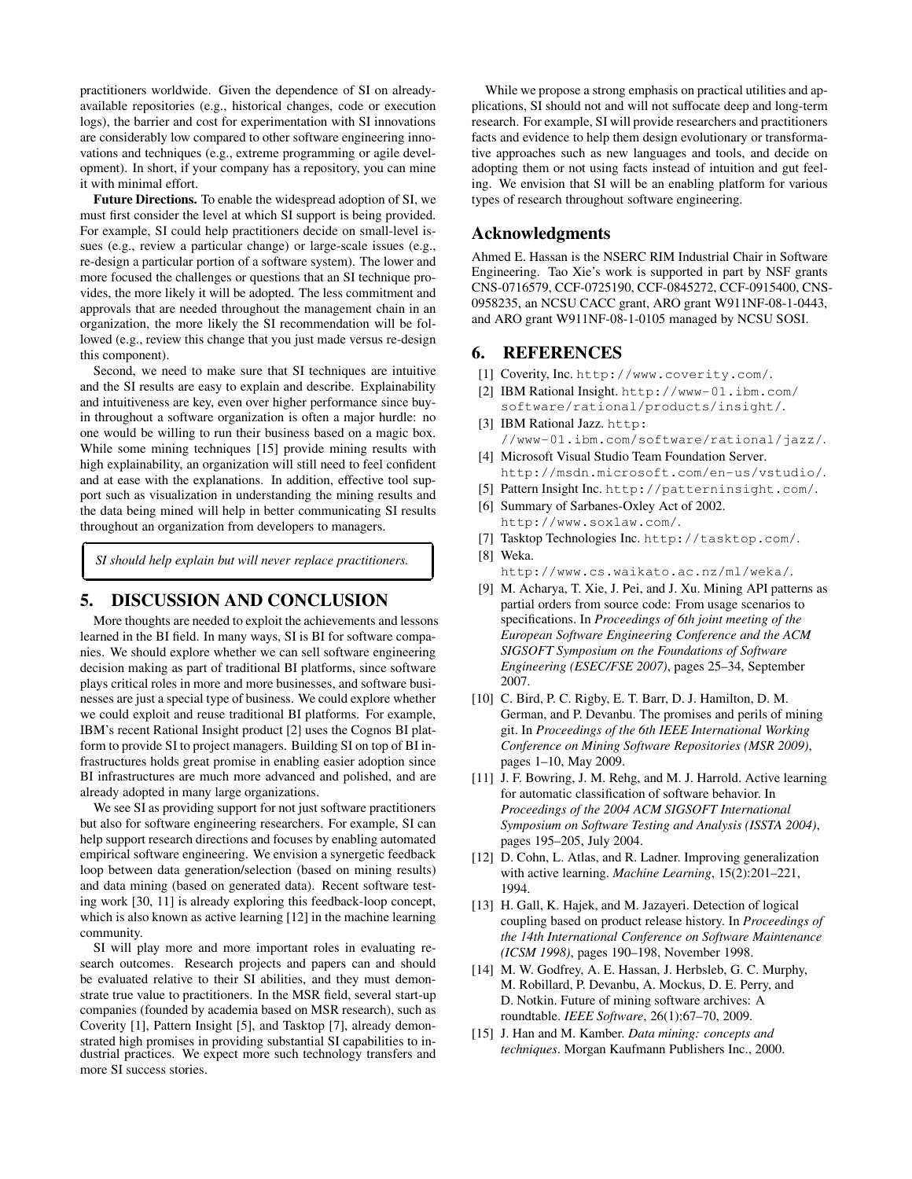practitioners worldwide. Given the dependence of SI on already-available repositories (e.g., historical changes, code or execution logs), the barrier and cost for experimentation with SI innovations are considerably low compared to other software engineering innovations and techniques (e.g., extreme programming or agile development). In short, if your company has a repository, you can mine it with minimal effort.

**Future Directions.** To enable the widespread adoption of SI, we must first consider the level at which SI support is being provided. For example, SI could help practitioners decide on small-level issues (e.g., review a particular change) or large-scale issues (e.g., re-design a particular portion of a software system). The lower and more focused the challenges or questions that an SI technique provides, the more likely it will be adopted. The less commitment and approvals that are needed throughout the management chain in an organization, the more likely the SI recommendation will be followed (e.g., review this change that you just made versus re-design this component).

Second, we need to make sure that SI techniques are intuitive and the SI results are easy to explain and describe. Explainability and intuitiveness are key, even over higher performance since buy-in throughout a software organization is often a major hurdle: no one would be willing to run their business based on a magic box. While some mining techniques [15] provide mining results with high explainability, an organization will still need to feel confident and at ease with the explanations. In addition, effective tool support such as visualization in understanding the mining results and the data being mined will help in better communicating SI results throughout an organization from developers to managers.

*SI should help explain but will never replace practitioners.*

## 5. DISCUSSION AND CONCLUSION

More thoughts are needed to exploit the achievements and lessons learned in the BI field. In many ways, SI is BI for software companies. We should explore whether we can sell software engineering decision making as part of traditional BI platforms, since software plays critical roles in more and more businesses, and software businesses are just a special type of business. We could explore whether we could exploit and reuse traditional BI platforms. For example, IBM's recent Rational Insight product [2] uses the Cognos BI platform to provide SI to project managers. Building SI on top of BI infrastructures holds great promise in enabling easier adoption since BI infrastructures are much more advanced and polished, and are already adopted in many large organizations.

We see SI as providing support for not just software practitioners but also for software engineering researchers. For example, SI can help support research directions and focuses by enabling automated empirical software engineering. We envision a synergetic feedback loop between data generation/selection (based on mining results) and data mining (based on generated data). Recent software testing work [30, 11] is already exploring this feedback-loop concept, which is also known as active learning [12] in the machine learning community.

SI will play more and more important roles in evaluating research outcomes. Research projects and papers can and should be evaluated relative to their SI abilities, and they must demonstrate true value to practitioners. In the MSR field, several start-up companies (founded by academia based on MSR research), such as Coverity [1], Pattern Insight [5], and Tasktop [7], already demonstrated high promises in providing substantial SI capabilities to industrial practices. We expect more such technology transfers and more SI success stories.

While we propose a strong emphasis on practical utilities and applications, SI should not and will not suffocate deep and long-term research. For example, SI will provide researchers and practitioners facts and evidence to help them design evolutionary or transformative approaches such as new languages and tools, and decide on adopting them or not using facts instead of intuition and gut feeling. We envision that SI will be an enabling platform for various types of research throughout software engineering.

## Acknowledgments

Ahmed E. Hassan is the NSERC RIM Industrial Chair in Software Engineering. Tao Xie's work is supported in part by NSF grants CNS-0716579, CCF-0725190, CCF-0845272, CCF-0915400, CNS-0958235, an NCSU CACC grant, ARO grant W911NF-08-1-0443, and ARO grant W911NF-08-1-0105 managed by NCSU SOSI.

## 6. REFERENCES

[1] Coverity, Inc. `http://www.coverity.com/`.

[2] IBM Rational Insight. `http://www-01.ibm.com/software/rational/products/insight/`.

[3] IBM Rational Jazz. `http://www-01.ibm.com/software/rational/jazz/`.

[4] Microsoft Visual Studio Team Foundation Server. `http://msdn.microsoft.com/en-us/vstudio/`.

[5] Pattern Insight Inc. `http://patterninsight.com/`.

[6] Summary of Sarbanes-Oxley Act of 2002. `http://www.soxlaw.com/`.

[7] Tasktop Technologies Inc. `http://tasktop.com/`.

[8] Weka. `http://www.cs.waikato.ac.nz/ml/weka/`.

[9] M. Acharya, T. Xie, J. Pei, and J. Xu. Mining API patterns as partial orders from source code: From usage scenarios to specifications. In *Proceedings of 6th joint meeting of the European Software Engineering Conference and the ACM SIGSOFT Symposium on the Foundations of Software Engineering (ESEC/FSE 2007)*, pages 25–34, September 2007.

[10] C. Bird, P. C. Rigby, E. T. Barr, D. J. Hamilton, D. M. German, and P. Devanbu. The promises and perils of mining git. In *Proceedings of the 6th IEEE International Working Conference on Mining Software Repositories (MSR 2009)*, pages 1–10, May 2009.

[11] J. F. Bowring, J. M. Rehg, and M. J. Harrold. Active learning for automatic classification of software behavior. In *Proceedings of the 2004 ACM SIGSOFT International Symposium on Software Testing and Analysis (ISSTA 2004)*, pages 195–205, July 2004.

[12] D. Cohn, L. Atlas, and R. Ladner. Improving generalization with active learning. *Machine Learning*, 15(2):201–221, 1994.

[13] H. Gall, K. Hajek, and M. Jazayeri. Detection of logical coupling based on product release history. In *Proceedings of the 14th International Conference on Software Maintenance (ICSM 1998)*, pages 190–198, November 1998.

[14] M. W. Godfrey, A. E. Hassan, J. Herbsleb, G. C. Murphy, M. Robillard, P. Devanbu, A. Mockus, D. E. Perry, and D. Notkin. Future of mining software archives: A roundtable. *IEEE Software*, 26(1):67–70, 2009.

[15] J. Han and M. Kamber. *Data mining: concepts and techniques*. Morgan Kaufmann Publishers Inc., 2000.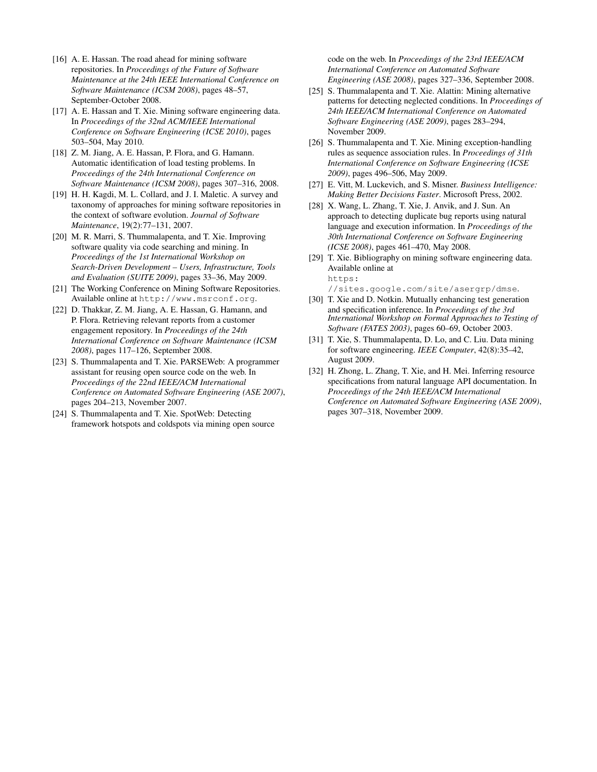[16] A. E. Hassan. The road ahead for mining software repositories. In *Proceedings of the Future of Software Maintenance at the 24th IEEE International Conference on Software Maintenance (ICSM 2008)*, pages 48–57, September-October 2008.

[17] A. E. Hassan and T. Xie. Mining software engineering data. In *Proceedings of the 32nd ACM/IEEE International Conference on Software Engineering (ICSE 2010)*, pages 503–504, May 2010.

[18] Z. M. Jiang, A. E. Hassan, P. Flora, and G. Hamann. Automatic identification of load testing problems. In *Proceedings of the 24th International Conference on Software Maintenance (ICSM 2008)*, pages 307–316, 2008.

[19] H. H. Kagdi, M. L. Collard, and J. I. Maletic. A survey and taxonomy of approaches for mining software repositories in the context of software evolution. *Journal of Software Maintenance*, 19(2):77–131, 2007.

[20] M. R. Marri, S. Thummalapenta, and T. Xie. Improving software quality via code searching and mining. In *Proceedings of the 1st International Workshop on Search-Driven Development – Users, Infrastructure, Tools and Evaluation (SUITE 2009)*, pages 33–36, May 2009.

[21] The Working Conference on Mining Software Repositories. Available online at `http://www.msrconf.org`.

[22] D. Thakkar, Z. M. Jiang, A. E. Hassan, G. Hamann, and P. Flora. Retrieving relevant reports from a customer engagement repository. In *Proceedings of the 24th International Conference on Software Maintenance (ICSM 2008)*, pages 117–126, September 2008.

[23] S. Thummalapenta and T. Xie. PARSEWeb: A programmer assistant for reusing open source code on the web. In *Proceedings of the 22nd IEEE/ACM International Conference on Automated Software Engineering (ASE 2007)*, pages 204–213, November 2007.

[24] S. Thummalapenta and T. Xie. SpotWeb: Detecting framework hotspots and coldspots via mining open source code on the web. In *Proceedings of the 23rd IEEE/ACM International Conference on Automated Software Engineering (ASE 2008)*, pages 327–336, September 2008.

[25] S. Thummalapenta and T. Xie. Alattin: Mining alternative patterns for detecting neglected conditions. In *Proceedings of 24th IEEE/ACM International Conference on Automated Software Engineering (ASE 2009)*, pages 283–294, November 2009.

[26] S. Thummalapenta and T. Xie. Mining exception-handling rules as sequence association rules. In *Proceedings of 31th International Conference on Software Engineering (ICSE 2009)*, pages 496–506, May 2009.

[27] E. Vitt, M. Luckevich, and S. Misner. *Business Intelligence: Making Better Decisions Faster*. Microsoft Press, 2002.

[28] X. Wang, L. Zhang, T. Xie, J. Anvik, and J. Sun. An approach to detecting duplicate bug reports using natural language and execution information. In *Proceedings of the 30th International Conference on Software Engineering (ICSE 2008)*, pages 461–470, May 2008.

[29] T. Xie. Bibliography on mining software engineering data. Available online at `https://sites.google.com/site/asergrp/dmse`.

[30] T. Xie and D. Notkin. Mutually enhancing test generation and specification inference. In *Proceedings of the 3rd International Workshop on Formal Approaches to Testing of Software (FATES 2003)*, pages 60–69, October 2003.

[31] T. Xie, S. Thummalapenta, D. Lo, and C. Liu. Data mining for software engineering. *IEEE Computer*, 42(8):35–42, August 2009.

[32] H. Zhong, L. Zhang, T. Xie, and H. Mei. Inferring resource specifications from natural language API documentation. In *Proceedings of the 24th IEEE/ACM International Conference on Automated Software Engineering (ASE 2009)*, pages 307–318, November 2009.